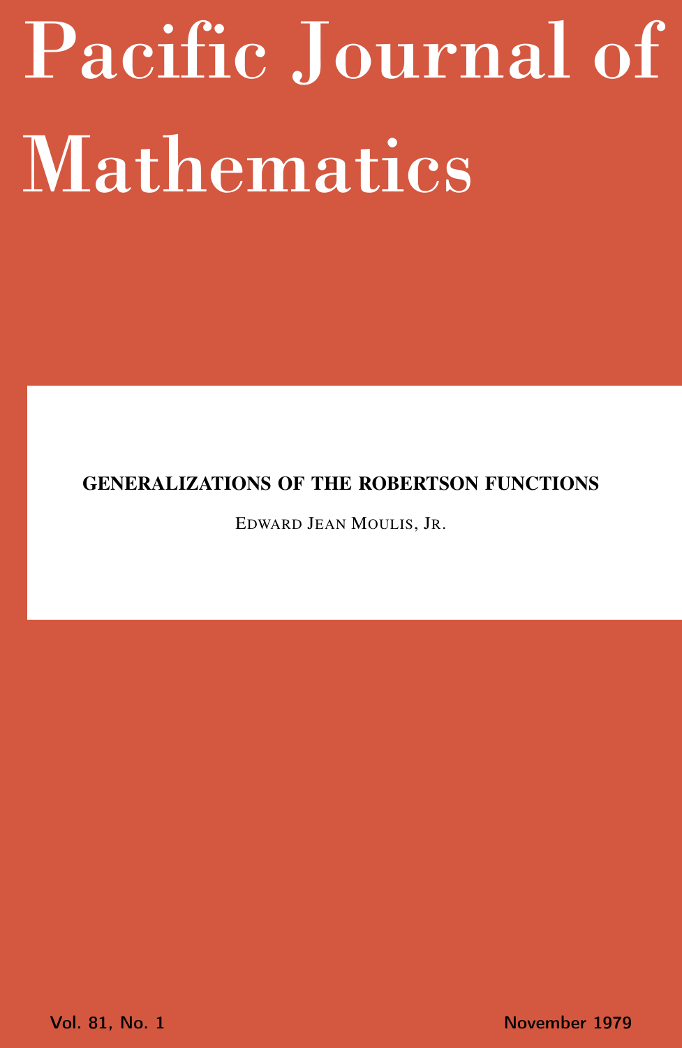# Pacific Journal of Mathematics

## GENERALIZATIONS OF THE ROBERTSON FUNCTIONS

EDWARD JEAN MOULIS, JR.

Vol. 81, No. 1 November 1979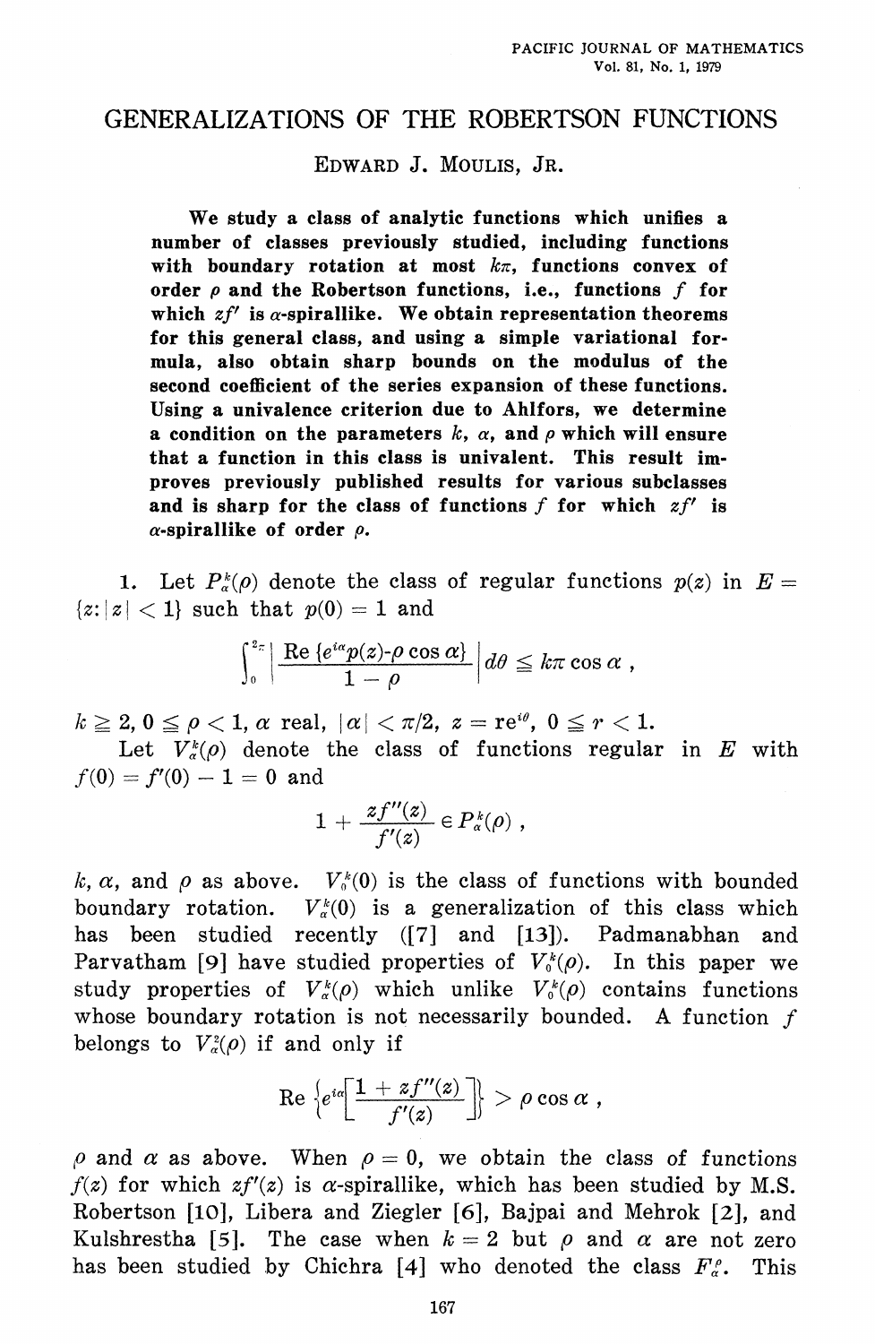# GENERALIZATIONS OF THE ROBERTSON FUNCTIONS

EDWARD J. MOULIS, JR.

**We study a class of analytic functions which unifies a number of classes previously studied, including functions with boundary rotation at most $k\pi$, functions convex of order $\rho$ and the Robertson functions, i.e., functions $f$ for which $zf'$ is $\alpha$-spirallike. We obtain representation theorems for this general class, and using a simple variational formula, also obtain sharp bounds on the modulus of the second coefficient of the series expansion of these functions. Using a univalence criterion due to Ahlfors, we determine a condition on the parameters $k$, $\alpha$, and $\rho$ which will ensure that a function in this class is univalent. This result improves previously published results for various subclasses and is sharp for the class of functions $f$ for which $zf'$ is $\alpha$-spirallike of order $\rho$.**

1. Let $P_\alpha^k(\rho)$ denote the class of regular functions $p(z)$ in $E = \{z: |z| < 1\}$ such that $p(0) = 1$ and

$$\int_0^{2\pi} \left| \frac{\operatorname{Re}\{e^{i\alpha}p(z) - \rho\cos\alpha\}}{1-\rho} \right| d\theta \leqq k\pi\cos\alpha\ ,$$

$k \geqq 2$, $0 \leqq \rho < 1$, $\alpha$ real, $|\alpha| < \pi/2$, $z = re^{i\theta}$, $0 \leqq r < 1$.

Let $V_\alpha^k(\rho)$ denote the class of functions regular in $E$ with $f(0) = f'(0) - 1 = 0$ and

$$1 + \frac{zf''(z)}{f'(z)} \in P_\alpha^k(\rho)\ ,$$

$k$, $\alpha$, and $\rho$ as above. $V_0^k(0)$ is the class of functions with bounded boundary rotation. $V_\alpha^k(0)$ is a generalization of this class which has been studied recently ([7] and [13]). Padmanabhan and Parvatham [9] have studied properties of $V_0^k(\rho)$. In this paper we study properties of $V_\alpha^k(\rho)$ which unlike $V_0^k(\rho)$ contains functions whose boundary rotation is not necessarily bounded. A function $f$ belongs to $V_\alpha^2(\rho)$ if and only if

$$\operatorname{Re}\left\{e^{i\alpha}\left[\frac{1 + zf''(z)}{f'(z)}\right]\right\} > \rho\cos\alpha\ ,$$

$\rho$ and $\alpha$ as above. When $\rho = 0$, we obtain the class of functions $f(z)$ for which $zf'(z)$ is $\alpha$-spirallike, which has been studied by M.S. Robertson [10], Libera and Ziegler [6], Bajpai and Mehrok [2], and Kulshrestha [5]. The case when $k = 2$ but $\rho$ and $\alpha$ are not zero has been studied by Chichra [4] who denoted the class $F_\alpha^\rho$. This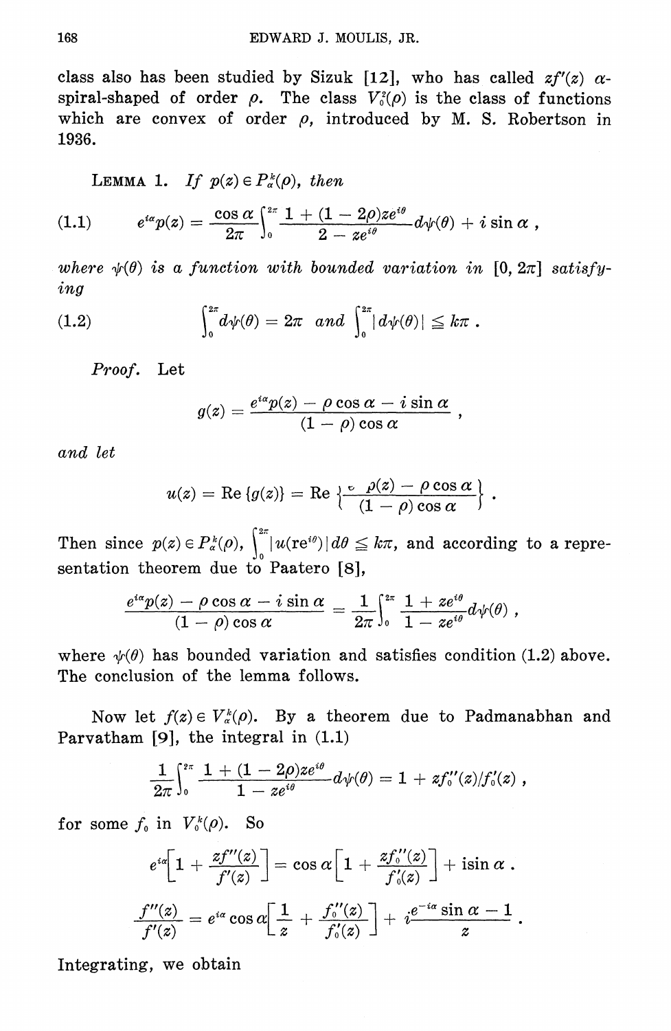class also has been studied by Sizuk [12], who has called $zf'(z)$ $\alpha$-spiral-shaped of order $\rho$. The class $V_0^2(\rho)$ is the class of functions which are convex of order $\rho$, introduced by M. S. Robertson in 1936.

LEMMA 1. *If* $p(z) \in P_\alpha^k(\rho)$, *then*

$$(1.1) \qquad e^{i\alpha}p(z) = \frac{\cos\alpha}{2\pi}\int_0^{2\pi}\frac{1+(1-2\rho)ze^{i\theta}}{2-ze^{i\theta}}d\psi(\theta) + i\sin\alpha\,,$$

*where* $\psi(\theta)$ *is a function with bounded variation in* $[0, 2\pi]$ *satisfying*

$$(1.2) \qquad \int_0^{2\pi} d\psi(\theta) = 2\pi \;\; and \;\; \int_0^{2\pi}|d\psi(\theta)| \leqq k\pi\,.$$

*Proof.* Let

$$g(z) = \frac{e^{i\alpha}p(z) - \rho\cos\alpha - i\sin\alpha}{(1-\rho)\cos\alpha}\,,$$

*and let*

$$u(z) = \operatorname{Re}\{g(z)\} = \operatorname{Re}\left\{\frac{e\ p(z) - \rho\cos\alpha}{(1-\rho)\cos\alpha}\right\}.$$

Then since $p(z) \in P_\alpha^k(\rho)$, $\int_0^{2\pi}|u(re^{i\theta})|\,d\theta \leqq k\pi$, and according to a representation theorem due to Paatero [8],

$$\frac{e^{i\alpha}p(z) - \rho\cos\alpha - i\sin\alpha}{(1-\rho)\cos\alpha} = \frac{1}{2\pi}\int_0^{2\pi}\frac{1+ze^{i\theta}}{1-ze^{i\theta}}d\psi(\theta)\,,$$

where $\psi(\theta)$ has bounded variation and satisfies condition (1.2) above. The conclusion of the lemma follows.

Now let $f(z) \in V_\alpha^k(\rho)$. By a theorem due to Padmanabhan and Parvatham [9], the integral in (1.1)

$$\frac{1}{2\pi}\int_0^{2\pi}\frac{1+(1-2\rho)ze^{i\theta}}{1-ze^{i\theta}}d\psi(\theta) = 1 + zf_0''(z)/f_0'(z)\,,$$

for some $f_0$ in $V_0^k(\rho)$. So

$$e^{i\alpha}\left[1 + \frac{zf''(z)}{f'(z)}\right] = \cos\alpha\left[1 + \frac{zf_0''(z)}{f_0'(z)}\right] + i\sin\alpha\,.$$

$$\frac{f''(z)}{f'(z)} = e^{i\alpha}\cos\alpha\left[\frac{1}{z} + \frac{f_0''(z)}{f_0'(z)}\right] + i\frac{e^{-i\alpha}\sin\alpha - 1}{z}\,.$$

Integrating, we obtain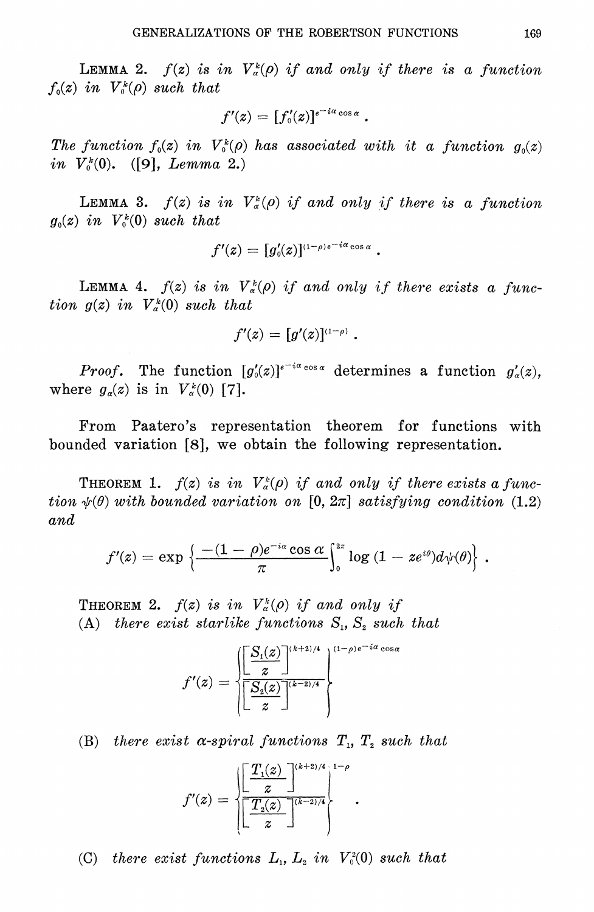**Lemma 2.** *$f(z)$ is in $V_\alpha^k(\rho)$ if and only if there is a function $f_0(z)$ in $V_0^k(\rho)$ such that*

$$f'(z) = [f_0'(z)]^{e^{-i\alpha}\cos\alpha} .$$

*The function $f_0(z)$ in $V_0^k(\rho)$ has associated with it a function $g_0(z)$ in $V_0^k(0)$.* ([9], *Lemma* 2.)

**Lemma 3.** *$f(z)$ is in $V_\alpha^k(\rho)$ if and only if there is a function $g_0(z)$ in $V_0^k(0)$ such that*

$$f'(z) = [g_0'(z)]^{(1-\rho)e^{-i\alpha}\cos\alpha} .$$

**Lemma 4.** *$f(z)$ is in $V_\alpha^k(\rho)$ if and only if there exists a function $g(z)$ in $V_\alpha^k(0)$ such that*

$$f'(z) = [g'(z)]^{(1-\rho)} .$$

*Proof.* The function $[g_0'(z)]^{e^{-i\alpha}\cos\alpha}$ determines a function $g_\alpha'(z)$, where $g_\alpha(z)$ is in $V_\alpha^k(0)$ [7].

From Paatero's representation theorem for functions with bounded variation [8], we obtain the following representation.

**Theorem 1.** *$f(z)$ is in $V_\alpha^k(\rho)$ if and only if there exists a function $\psi(\theta)$ with bounded variation on $[0, 2\pi]$ satisfying condition* (1.2) *and*

$$f'(z) = \exp\left\{\frac{-(1-\rho)e^{-i\alpha}\cos\alpha}{\pi}\int_0^{2\pi}\log(1 - ze^{i\theta})d\psi(\theta)\right\} .$$

**Theorem 2.** *$f(z)$ is in $V_\alpha^k(\rho)$ if and only if*

(A) *there exist starlike functions $S_1$, $S_2$ such that*

$$f'(z) = \left\{\frac{\left[\dfrac{S_1(z)}{z}\right]^{(k+2)/4}}{\left[\dfrac{S_2(z)}{z}\right]^{(k-2)/4}}\right\}^{(1-\rho)e^{-i\alpha}\cos\alpha}$$

(B) *there exist $\alpha$-spiral functions $T_1$, $T_2$ such that*

$$f'(z) = \left\{\frac{\left[\dfrac{T_1(z)}{z}\right]^{(k+2)/4}}{\left[\dfrac{T_2(z)}{z}\right]^{(k-2)/4}}\right\}^{1-\rho} .$$

(C) *there exist functions $L_1$, $L_2$ in $V_0^2(0)$ such that*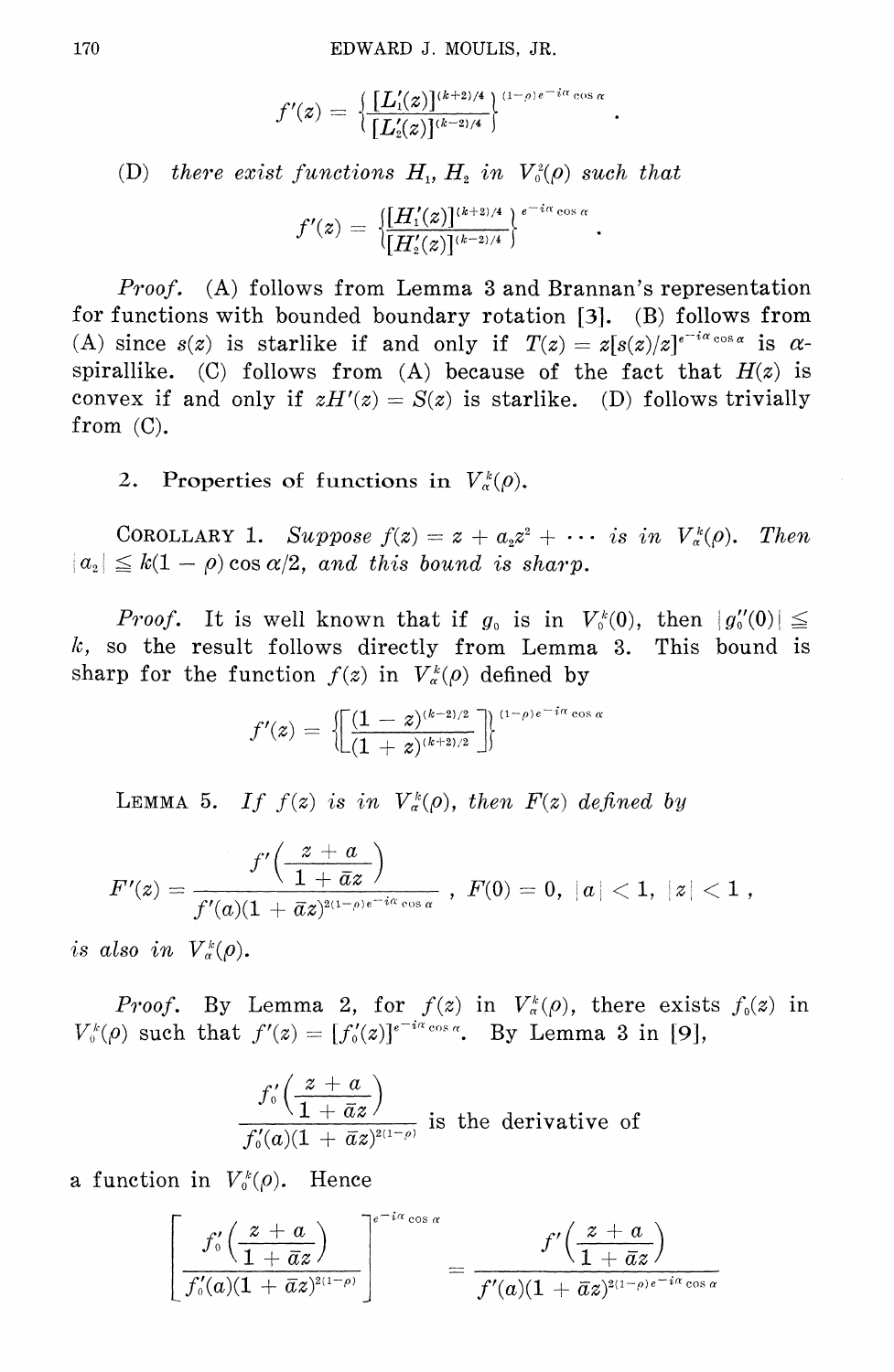$$f'(z) = \left\{ \frac{[L_1'(z)]^{(k+2)/4}}{[L_2'(z)]^{(k-2)/4}} \right\}^{(1-\rho)e^{-i\alpha}\cos\alpha}.$$

(D) *there exist functions $H_1, H_2$ in $V_0^2(\rho)$ such that*

$$f'(z) = \left\{ \frac{[H_1'(z)]^{(k+2)/4}}{[H_2'(z)]^{(k-2)/4}} \right\}^{e^{-i\alpha}\cos\alpha}.$$

*Proof.* (A) follows from Lemma 3 and Brannan's representation for functions with bounded boundary rotation [3]. (B) follows from (A) since $s(z)$ is starlike if and only if $T(z) = z[s(z)/z]^{e^{-i\alpha}\cos\alpha}$ is $\alpha$-spirallike. (C) follows from (A) because of the fact that $H(z)$ is convex if and only if $zH'(z) = S(z)$ is starlike. (D) follows trivially from (C).

## 2. Properties of functions in $V_\alpha^k(\rho)$.

COROLLARY 1. *Suppose $f(z) = z + a_2 z^2 + \cdots$ is in $V_\alpha^k(\rho)$. Then $|a_2| \leq k(1-\rho)\cos\alpha/2$, and this bound is sharp.*

*Proof.* It is well known that if $g_0$ is in $V_0^k(0)$, then $|g_0''(0)| \leq k$, so the result follows directly from Lemma 3. This bound is sharp for the function $f(z)$ in $V_\alpha^k(\rho)$ defined by

$$f'(z) = \left\{ \left[ \frac{(1-z)^{(k-2)/2}}{(1+z)^{(k+2)/2}} \right] \right\}^{(1-\rho)e^{-i\alpha}\cos\alpha}$$

LEMMA 5. *If $f(z)$ is in $V_\alpha^k(\rho)$, then $F(z)$ defined by*

$$F'(z) = \frac{f'\left(\dfrac{z+a}{1+\bar{a}z}\right)}{f'(a)(1+\bar{a}z)^{2(1-\rho)e^{-i\alpha}\cos\alpha}}, \quad F(0) = 0, \ |a| < 1, \ |z| < 1,$$

*is also in $V_\alpha^k(\rho)$.*

*Proof.* By Lemma 2, for $f(z)$ in $V_\alpha^k(\rho)$, there exists $f_0(z)$ in $V_0^k(\rho)$ such that $f'(z) = [f_0'(z)]^{e^{-i\alpha}\cos\alpha}$. By Lemma 3 in [9],

$$\frac{f_0'\left(\dfrac{z+a}{1+\bar{a}z}\right)}{f_0'(a)(1+\bar{a}z)^{2(1-\rho)}} \text{ is the derivative of}$$

a function in $V_0^k(\rho)$. Hence

$$\left[ \frac{f_0'\left(\dfrac{z+a}{1+\bar{a}z}\right)}{f_0'(a)(1+\bar{a}z)^{2(1-\rho)}} \right]^{e^{-i\alpha}\cos\alpha} = \frac{f'\left(\dfrac{z+a}{1+\bar{a}z}\right)}{f'(a)(1+\bar{a}z)^{2(1-\rho)e^{-i\alpha}\cos\alpha}}$$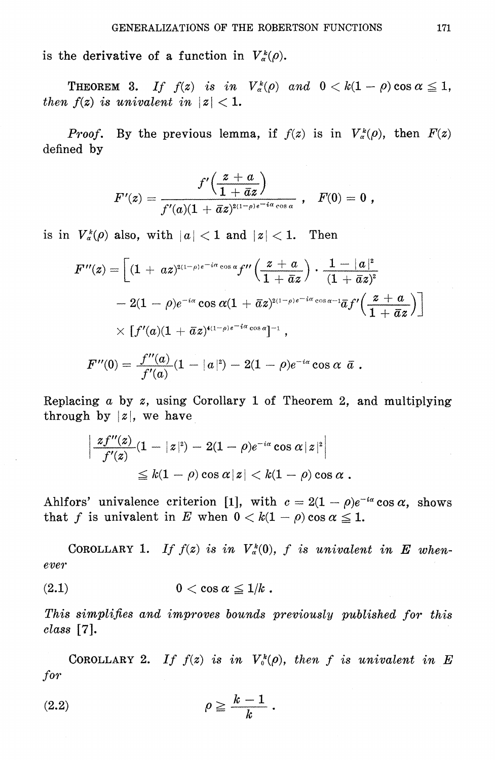is the derivative of a function in $V_\alpha^k(\rho)$.

**THEOREM 3.** *If $f(z)$ is in $V_\alpha^k(\rho)$ and $0 < k(1-\rho)\cos\alpha \leqq 1$, then $f(z)$ is univalent in $|z| < 1$.*

*Proof.* By the previous lemma, if $f(z)$ is in $V_\alpha^k(\rho)$, then $F(z)$ defined by

$$F'(z) = \frac{f'\left(\dfrac{z+a}{1+\bar{a}z}\right)}{f'(a)(1+\bar{a}z)^{2(1-\rho)e^{-i\alpha}\cos\alpha}}\,, \quad F(0) = 0\,,$$

is in $V_\alpha^k(\rho)$ also, with $|a| < 1$ and $|z| < 1$. Then

$$\begin{aligned}F''(z) = \Big[&(1+az)^{2(1-\rho)e^{-i\alpha}\cos\alpha} f''\left(\frac{z+a}{1+\bar{a}z}\right)\cdot\frac{1-|a|^2}{(1+\bar{a}z)^2}\\ &-2(1-\rho)e^{-i\alpha}\cos\alpha(1+\bar{a}z)^{2(1-\rho)e^{-i\alpha}\cos\alpha-1}\bar{a}f'\left(\frac{z+a}{1+\bar{a}z}\right)\Big]\\ &\times[f'(a)(1+\bar{a}z)^{4(1-\rho)e^{-i\alpha}\cos\alpha}]^{-1}\,,\end{aligned}$$

$$F''(0) = \frac{f''(a)}{f'(a)}(1-|a|^2) - 2(1-\rho)e^{-i\alpha}\cos\alpha\;\bar{a}\,.$$

Replacing $a$ by $z$, using Corollary 1 of Theorem 2, and multiplying through by $|z|$, we have

$$\begin{aligned}&\left|\frac{zf''(z)}{f'(z)}(1-|z|^2) - 2(1-\rho)e^{-i\alpha}\cos\alpha|z|^2\right|\\ &\qquad\leqq k(1-\rho)\cos\alpha|z| < k(1-\rho)\cos\alpha\,.\end{aligned}$$

Ahlfors' univalence criterion [1], with $c = 2(1-\rho)e^{-i\alpha}\cos\alpha$, shows that $f$ is univalent in $E$ when $0 < k(1-\rho)\cos\alpha \leqq 1$.

**COROLLARY 1.** *If $f(z)$ is in $V_\alpha^k(0)$, $f$ is univalent in $E$ whenever*

$$0 < \cos\alpha \leqq 1/k\,. \tag{2.1}$$

*This simplifies and improves bounds previously published for this class [7].*

**COROLLARY 2.** *If $f(z)$ is in $V_0^k(\rho)$, then $f$ is univalent in $E$ for*

$$\rho \geqq \frac{k-1}{k}\,. \tag{2.2}$$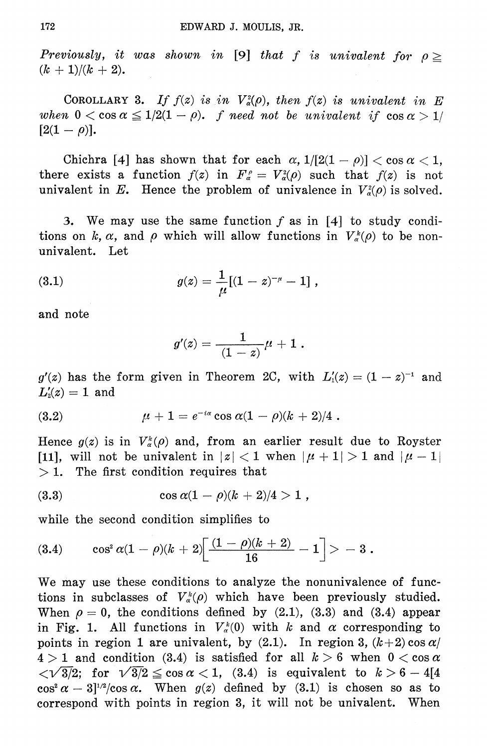*Previously, it was shown in* [9] *that* $f$ *is univalent for* $\rho \geq (k+1)/(k+2)$.

COROLLARY 3. *If* $f(z)$ *is in* $V_\alpha^2(\rho)$, *then* $f(z)$ *is univalent in* $E$ *when* $0 < \cos\alpha \leq 1/2(1-\rho)$. $f$ *need not be univalent if* $\cos\alpha > 1/[2(1-\rho)]$.

Chichra [4] has shown that for each $\alpha$, $1/[2(1-\rho)] < \cos\alpha < 1$, there exists a function $f(z)$ in $F_\alpha^\rho = V_\alpha^2(\rho)$ such that $f(z)$ is not univalent in $E$. Hence the problem of univalence in $V_\alpha^2(\rho)$ is solved.

3. We may use the same function $f$ as in [4] to study conditions on $k$, $\alpha$, and $\rho$ which will allow functions in $V_\alpha^k(\rho)$ to be nonunivalent. Let

$$g(z) = \frac{1}{\mu}[(1-z)^{-\mu} - 1]\,, \tag{3.1}$$

and note

$$g'(z) = \frac{1}{(1-z)}^{\mu+1}\,.$$

$g'(z)$ has the form given in Theorem 2C, with $L_1'(z) = (1-z)^{-1}$ and $L_2'(z) = 1$ and

$$\mu + 1 = e^{-i\alpha}\cos\alpha(1-\rho)(k+2)/4\,. \tag{3.2}$$

Hence $g(z)$ is in $V_\alpha^k(\rho)$ and, from an earlier result due to Royster [11], will not be univalent in $|z| < 1$ when $|\mu + 1| > 1$ and $|\mu - 1| > 1$. The first condition requires that

$$\cos\alpha(1-\rho)(k+2)/4 > 1\,, \tag{3.3}$$

while the second condition simplifies to

$$\cos^2\alpha(1-\rho)(k+2)\left[\frac{(1-\rho)(k+2)}{16} - 1\right] > -3\,. \tag{3.4}$$

We may use these conditions to analyze the nonunivalence of functions in subclasses of $V_\alpha^k(\rho)$ which have been previously studied. When $\rho = 0$, the conditions defined by (2.1), (3.3) and (3.4) appear in Fig. 1. All functions in $V_\alpha^k(0)$ with $k$ and $\alpha$ corresponding to points in region 1 are univalent, by (2.1). In region 3, $(k+2)\cos\alpha/4 > 1$ and condition (3.4) is satisfied for all $k > 6$ when $0 < \cos\alpha < \sqrt{3}/2$; for $\sqrt{3}/2 \leq \cos\alpha < 1$, (3.4) is equivalent to $k > 6 - 4[4\cos^2\alpha - 3]^{1/2}/\cos\alpha$. When $g(z)$ defined by (3.1) is chosen so as to correspond with points in region 3, it will not be univalent. When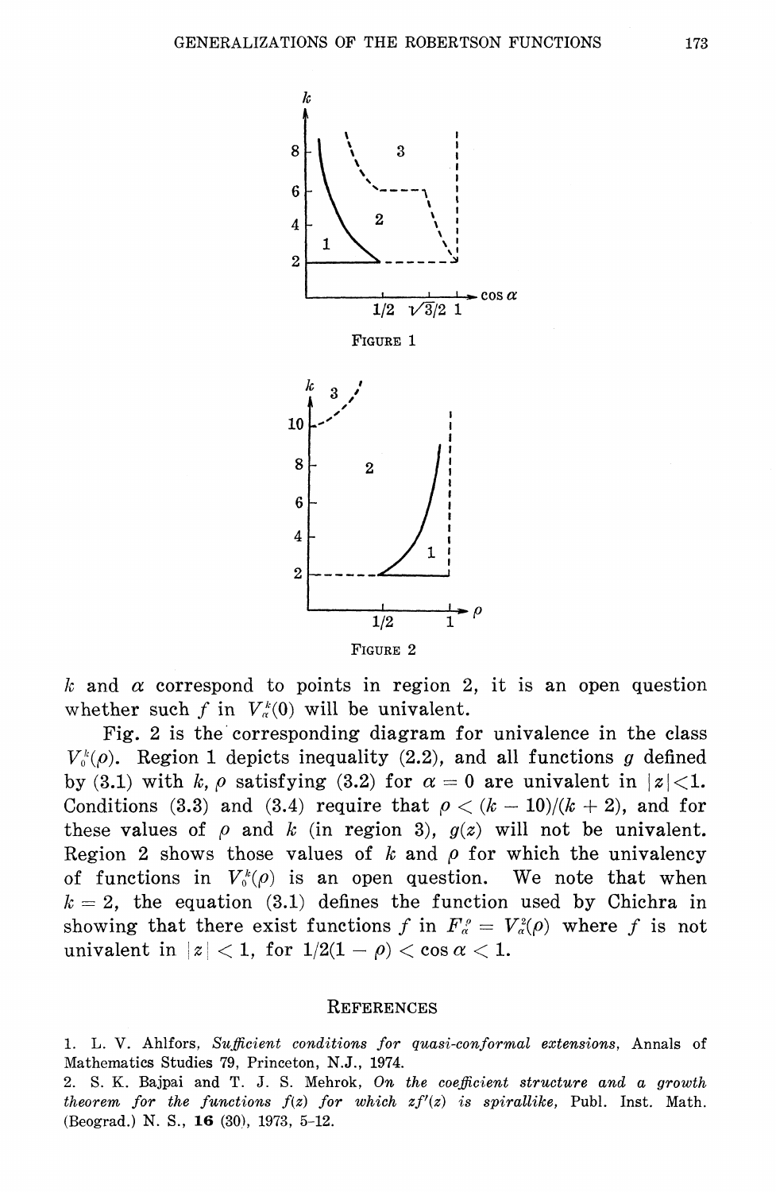FIGURE 1

FIGURE 2

$k$ and $\alpha$ correspond to points in region 2, it is an open question whether such $f$ in $V_\alpha^k(0)$ will be univalent.

Fig. 2 is the corresponding diagram for univalence in the class $V_0^k(\rho)$. Region 1 depicts inequality (2.2), and all functions $g$ defined by (3.1) with $k$, $\rho$ satisfying (3.2) for $\alpha = 0$ are univalent in $|z| < 1$. Conditions (3.3) and (3.4) require that $\rho < (k - 10)/(k + 2)$, and for these values of $\rho$ and $k$ (in region 3), $g(z)$ will not be univalent. Region 2 shows those values of $k$ and $\rho$ for which the univalency of functions in $V_0^k(\rho)$ is an open question. We note that when $k = 2$, the equation (3.1) defines the function used by Chichra in showing that there exist functions $f$ in $F_\alpha^\rho = V_\alpha^2(\rho)$ where $f$ is not univalent in $|z| < 1$, for $1/2(1 - \rho) < \cos\alpha < 1$.

## REFERENCES

1. L. V. Ahlfors, *Sufficient conditions for quasi-conformal extensions*, Annals of Mathematics Studies 79, Princeton, N.J., 1974.
2. S. K. Bajpai and T. J. S. Mehrok, *On the coefficient structure and a growth theorem for the functions f(z) for which zf'(z) is spirallike*, Publ. Inst. Math. (Beograd.) N. S., **16** (30), 1973, 5-12.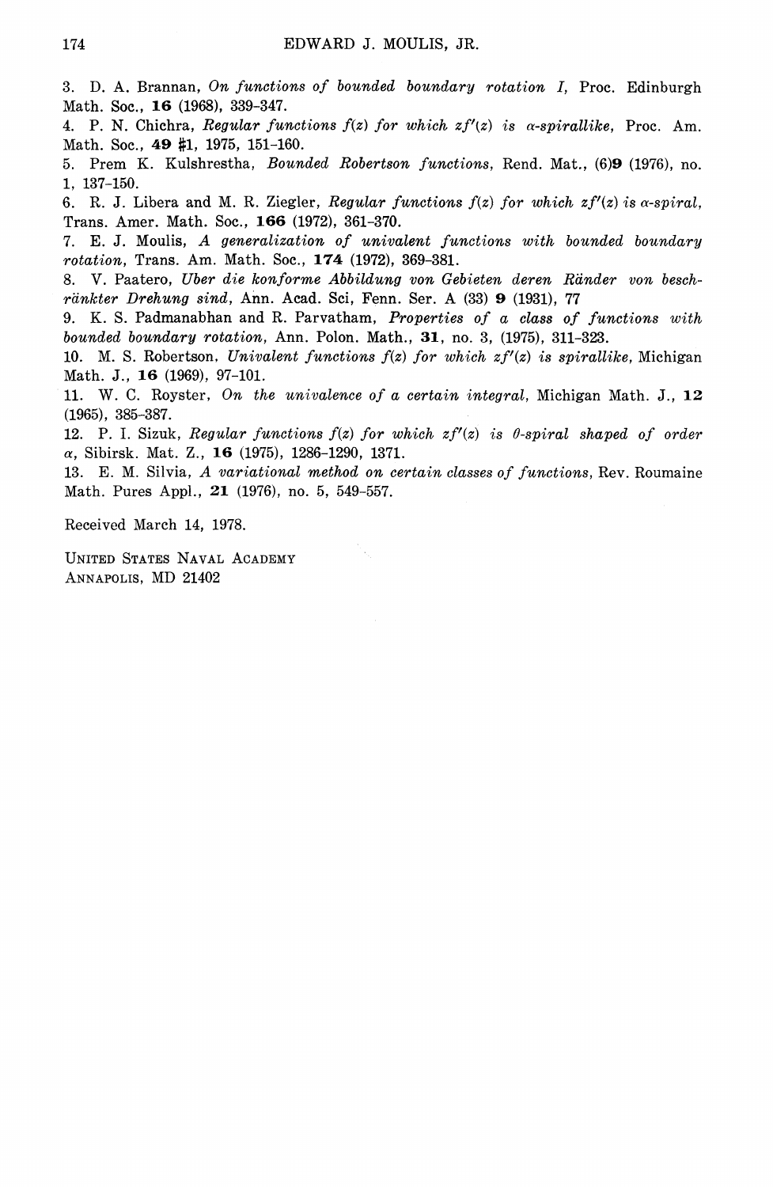3. D. A. Brannan, *On functions of bounded boundary rotation I*, Proc. Edinburgh Math. Soc., **16** (1968), 339–347.

4. P. N. Chichra, *Regular functions $f(z)$ for which $zf'(z)$ is $\alpha$-spirallike*, Proc. Am. Math. Soc., **49** #1, 1975, 151–160.

5. Prem K. Kulshrestha, *Bounded Robertson functions*, Rend. Mat., (6)**9** (1976), no. 1, 137–150.

6. R. J. Libera and M. R. Ziegler, *Regular functions $f(z)$ for which $zf'(z)$ is $\alpha$-spiral*, Trans. Amer. Math. Soc., **166** (1972), 361–370.

7. E. J. Moulis, *A generalization of univalent functions with bounded boundary rotation*, Trans. Am. Math. Soc., **174** (1972), 369–381.

8. V. Paatero, *Uber die konforme Abbildung von Gebieten deren Ränder von beschränkter Drehung sind*, Ann. Acad. Sci, Fenn. Ser. A (33) **9** (1931), 77

9. K. S. Padmanabhan and R. Parvatham, *Properties of a class of functions with bounded boundary rotation*, Ann. Polon. Math., **31**, no. 3, (1975), 311–323.

10. M. S. Robertson, *Univalent functions $f(z)$ for which $zf'(z)$ is spirallike*, Michigan Math. J., **16** (1969), 97–101.

11. W. C. Royster, *On the univalence of a certain integral*, Michigan Math. J., **12** (1965), 385–387.

12. P. I. Sizuk, *Regular functions $f(z)$ for which $zf'(z)$ is $\theta$-spiral shaped of order $\alpha$*, Sibirsk. Mat. Z., **16** (1975), 1286–1290, 1371.

13. E. M. Silvia, *A variational method on certain classes of functions*, Rev. Roumaine Math. Pures Appl., **21** (1976), no. 5, 549–557.

Received March 14, 1978.

UNITED STATES NAVAL ACADEMY
ANNAPOLIS, MD 21402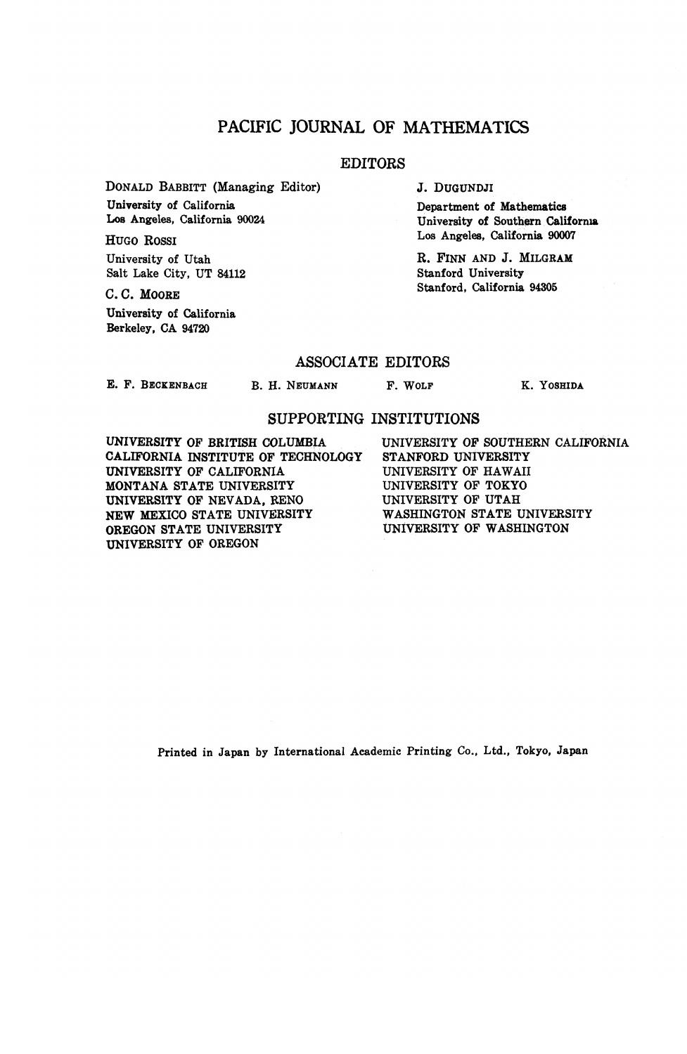# PACIFIC JOURNAL OF MATHEMATICS

## EDITORS

DONALD BABBITT (Managing Editor)
University of California
Los Angeles, California 90024

HUGO ROSSI
University of Utah
Salt Lake City, UT 84112

C. C. MOORE
University of California
Berkeley, CA 94720

J. DUGUNDJI
Department of Mathematics
University of Southern California
Los Angeles, California 90007

R. FINN AND J. MILGRAM
Stanford University
Stanford, California 94305

## ASSOCIATE EDITORS

E. F. BECKENBACH    B. H. NEUMANN    F. WOLF    K. YOSHIDA

## SUPPORTING INSTITUTIONS

UNIVERSITY OF BRITISH COLUMBIA
CALIFORNIA INSTITUTE OF TECHNOLOGY
UNIVERSITY OF CALIFORNIA
MONTANA STATE UNIVERSITY
UNIVERSITY OF NEVADA, RENO
NEW MEXICO STATE UNIVERSITY
OREGON STATE UNIVERSITY
UNIVERSITY OF OREGON
UNIVERSITY OF SOUTHERN CALIFORNIA
STANFORD UNIVERSITY
UNIVERSITY OF HAWAII
UNIVERSITY OF TOKYO
UNIVERSITY OF UTAH
WASHINGTON STATE UNIVERSITY
UNIVERSITY OF WASHINGTON

Printed in Japan by International Academic Printing Co., Ltd., Tokyo, Japan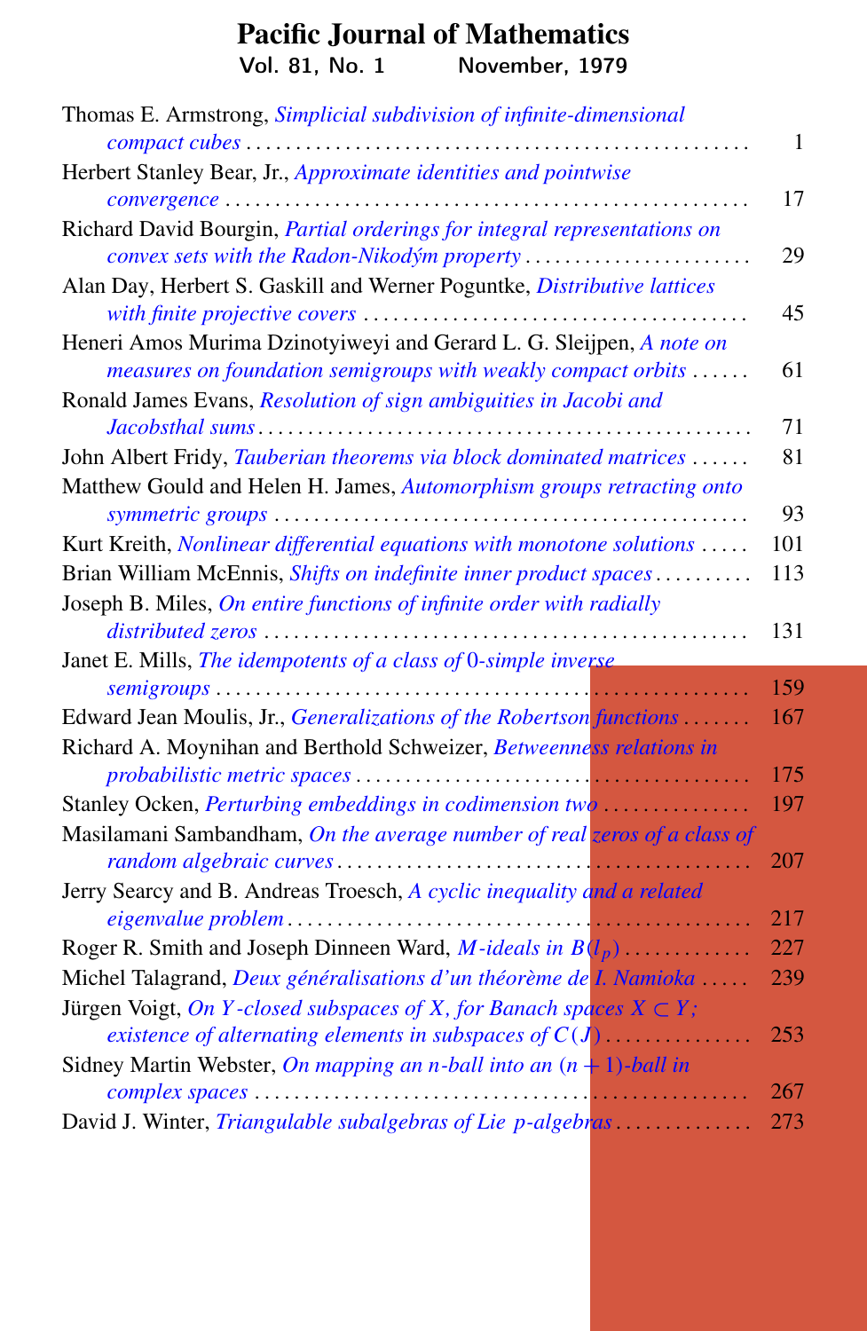# Pacific Journal of Mathematics

Vol. 81, No. 1 November, 1979

Thomas E. Armstrong, *Simplicial subdivision of infinite-dimensional compact cubes* . . . . . . . . . . 1

Herbert Stanley Bear, Jr., *Approximate identities and pointwise convergence* . . . . . . . . . . 17

Richard David Bourgin, *Partial orderings for integral representations on convex sets with the Radon-Nikodým property* . . . . . . . . . . 29

Alan Day, Herbert S. Gaskill and Werner Poguntke, *Distributive lattices with finite projective covers* . . . . . . . . . . 45

Heneri Amos Murima Dzinotyiweyi and Gerard L. G. Sleijpen, *A note on measures on foundation semigroups with weakly compact orbits* . . . . . . . . . . 61

Ronald James Evans, *Resolution of sign ambiguities in Jacobi and Jacobsthal sums* . . . . . . . . . . 71

John Albert Fridy, *Tauberian theorems via block dominated matrices* . . . . . . . . . . 81

Matthew Gould and Helen H. James, *Automorphism groups retracting onto symmetric groups* . . . . . . . . . . 93

Kurt Kreith, *Nonlinear differential equations with monotone solutions* . . . . . . . . . . 101

Brian William McEnnis, *Shifts on indefinite inner product spaces* . . . . . . . . . . 113

Joseph B. Miles, *On entire functions of infinite order with radially distributed zeros* . . . . . . . . . . 131

Janet E. Mills, *The idempotents of a class of 0-simple inverse semigroups* . . . . . . . . . . 159

Edward Jean Moulis, Jr., *Generalizations of the Robertson functions* . . . . . . . . . . 167

Richard A. Moynihan and Berthold Schweizer, *Betweenness relations in probabilistic metric spaces* . . . . . . . . . . 175

Stanley Ocken, *Perturbing embeddings in codimension two* . . . . . . . . . . 197

Masilamani Sambandham, *On the average number of real zeros of a class of random algebraic curves* . . . . . . . . . . 207

Jerry Searcy and B. Andreas Troesch, *A cyclic inequality and a related eigenvalue problem* . . . . . . . . . . 217

Roger R. Smith and Joseph Dinneen Ward, *$M$-ideals in $B(l_p)$* . . . . . . . . . . 227

Michel Talagrand, *Deux généralisations d'un théorème de I. Namioka* . . . . . . . . . . 239

Jürgen Voigt, *On $Y$-closed subspaces of $X$, for Banach spaces $X \subset Y$; existence of alternating elements in subspaces of $C(J)$* . . . . . . . . . . 253

Sidney Martin Webster, *On mapping an $n$-ball into an $(n+1)$-ball in complex spaces* . . . . . . . . . . 267

David J. Winter, *Triangulable subalgebras of Lie $p$-algebras* . . . . . . . . . . 273